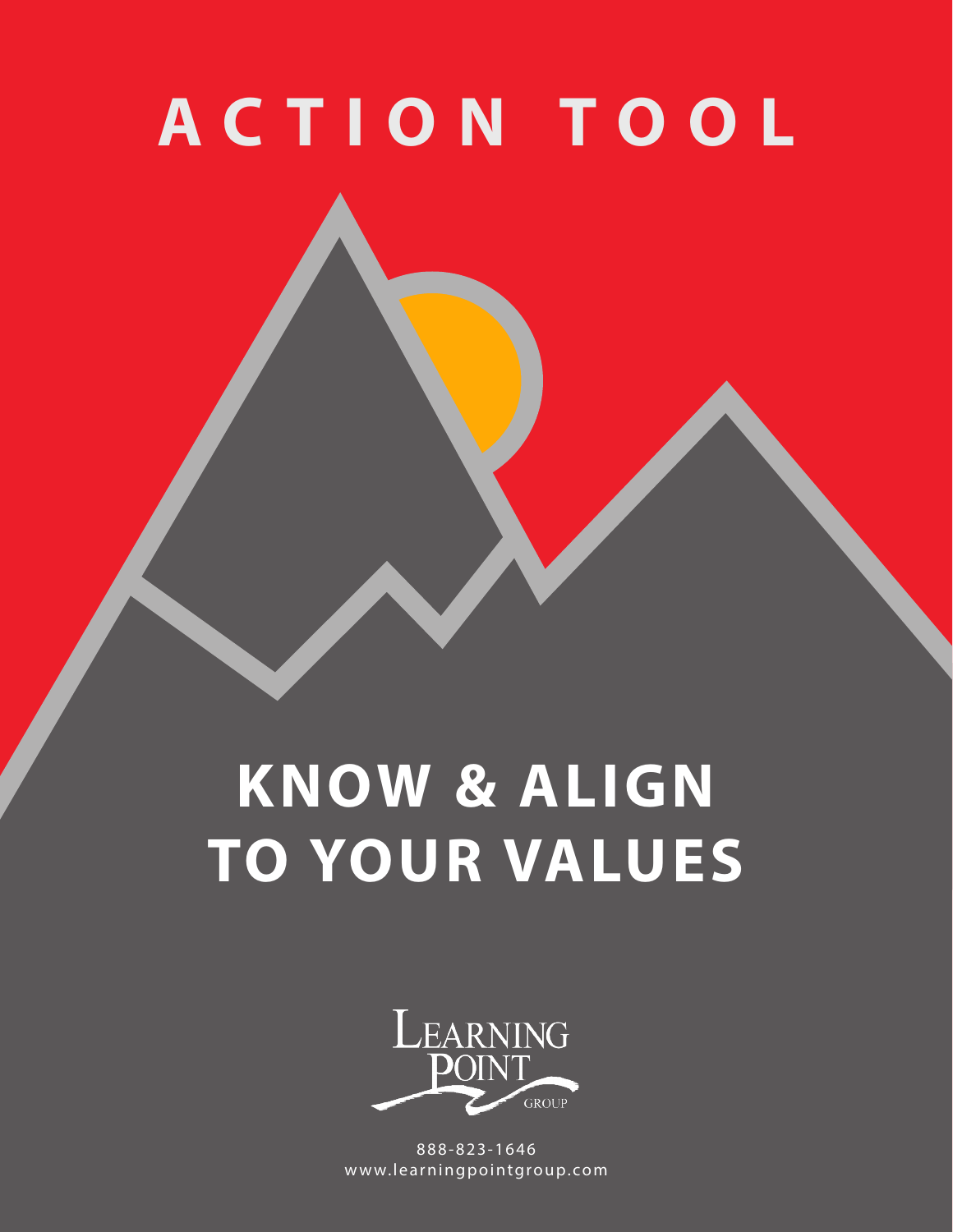# ACTION TOOL

# KNOW & ALIGN TO YOUR VALUES

LEARNING POINT GROUP

888-823-1646
www.learningpointgroup.com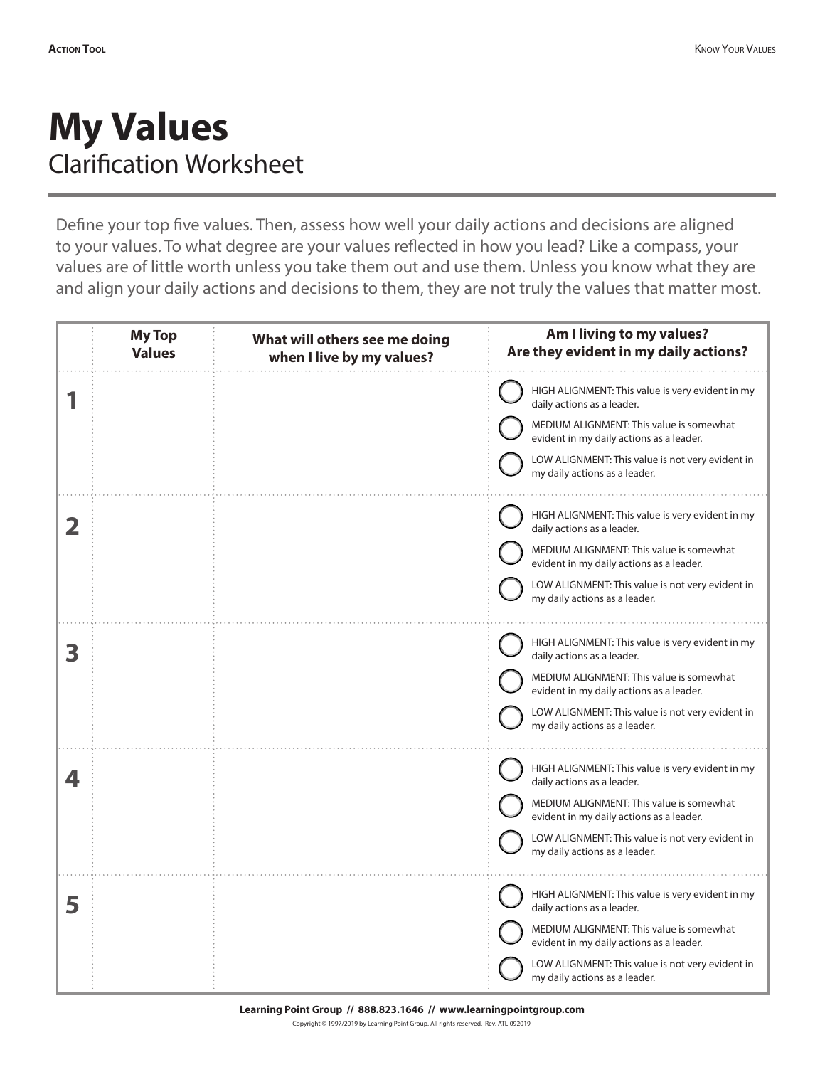# My Values

## Clarification Worksheet

Define your top five values. Then, assess how well your daily actions and decisions are aligned to your values. To what degree are your values reflected in how you lead? Like a compass, your values are of little worth unless you take them out and use them. Unless you know what they are and align your daily actions and decisions to them, they are not truly the values that matter most.

| | **My Top Values** | **What will others see me doing when I live by my values?** | **Am I living to my values? Are they evident in my daily actions?** |
|---|---|---|---|
| **1** | | | ◯ HIGH ALIGNMENT: This value is very evident in my daily actions as a leader.<br>◯ MEDIUM ALIGNMENT: This value is somewhat evident in my daily actions as a leader.<br>◯ LOW ALIGNMENT: This value is not very evident in my daily actions as a leader. |
| **2** | | | ◯ HIGH ALIGNMENT: This value is very evident in my daily actions as a leader.<br>◯ MEDIUM ALIGNMENT: This value is somewhat evident in my daily actions as a leader.<br>◯ LOW ALIGNMENT: This value is not very evident in my daily actions as a leader. |
| **3** | | | ◯ HIGH ALIGNMENT: This value is very evident in my daily actions as a leader.<br>◯ MEDIUM ALIGNMENT: This value is somewhat evident in my daily actions as a leader.<br>◯ LOW ALIGNMENT: This value is not very evident in my daily actions as a leader. |
| **4** | | | ◯ HIGH ALIGNMENT: This value is very evident in my daily actions as a leader.<br>◯ MEDIUM ALIGNMENT: This value is somewhat evident in my daily actions as a leader.<br>◯ LOW ALIGNMENT: This value is not very evident in my daily actions as a leader. |
| **5** | | | ◯ HIGH ALIGNMENT: This value is very evident in my daily actions as a leader.<br>◯ MEDIUM ALIGNMENT: This value is somewhat evident in my daily actions as a leader.<br>◯ LOW ALIGNMENT: This value is not very evident in my daily actions as a leader. |

**Learning Point Group // 888.823.1646 // www.learningpointgroup.com**

Copyright © 1997/2019 by Learning Point Group. All rights reserved. Rev. ATL-092019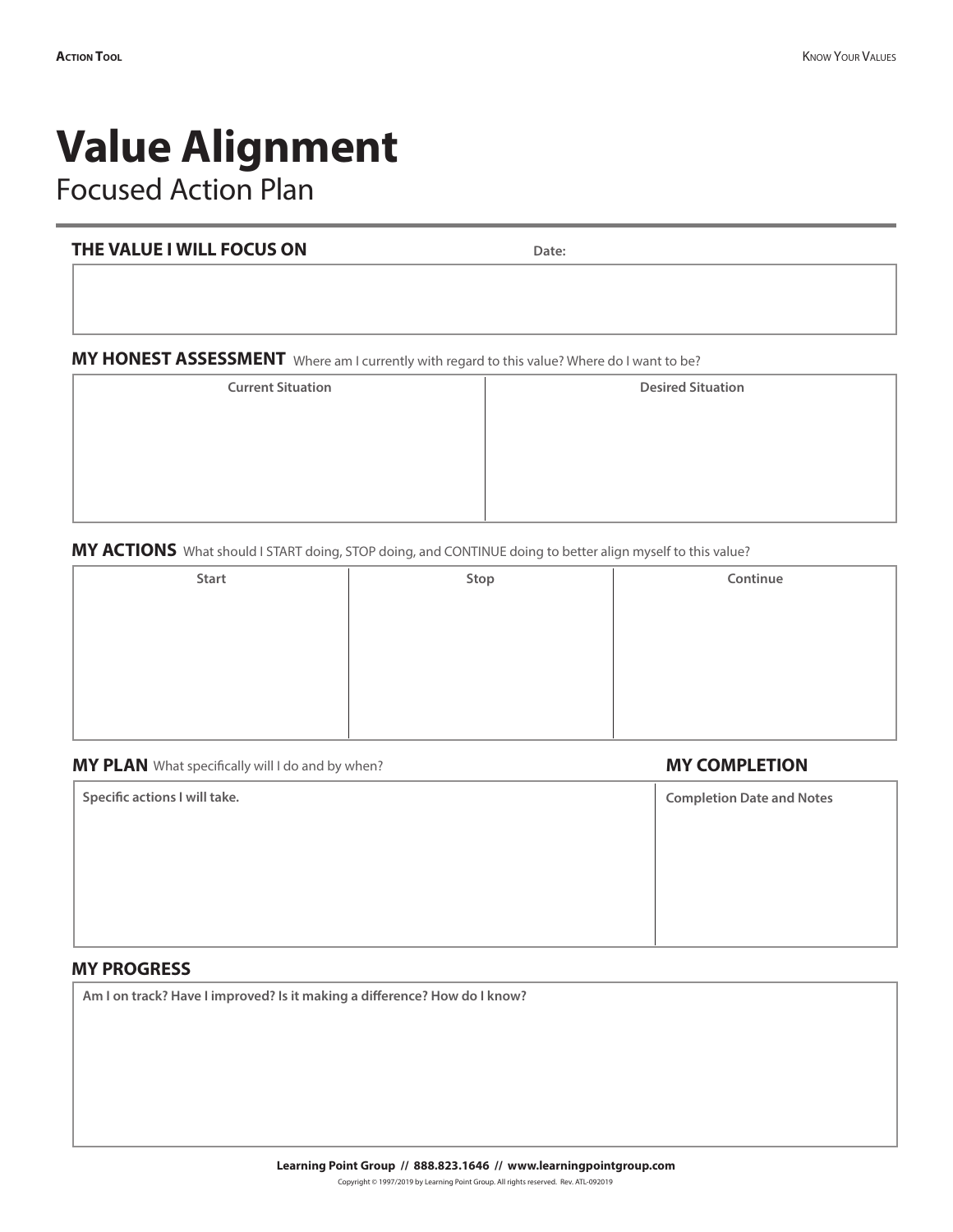# Value Alignment

## Focused Action Plan

### THE VALUE I WILL FOCUS ON

**Date:**

### MY HONEST ASSESSMENT

Where am I currently with regard to this value? Where do I want to be?

| Current Situation | Desired Situation |
|---|---|
| | |

### MY ACTIONS

What should I START doing, STOP doing, and CONTINUE doing to better align myself to this value?

| Start | Stop | Continue |
|---|---|---|
| | | |

### MY PLAN

What specifically will I do and by when?

### MY COMPLETION

| Specific actions I will take. | Completion Date and Notes |
|---|---|
| | |

### MY PROGRESS

**Am I on track? Have I improved? Is it making a difference? How do I know?**

**Learning Point Group // 888.823.1646 // www.learningpointgroup.com**

Copyright © 1997/2019 by Learning Point Group. All rights reserved. Rev. ATL-092019